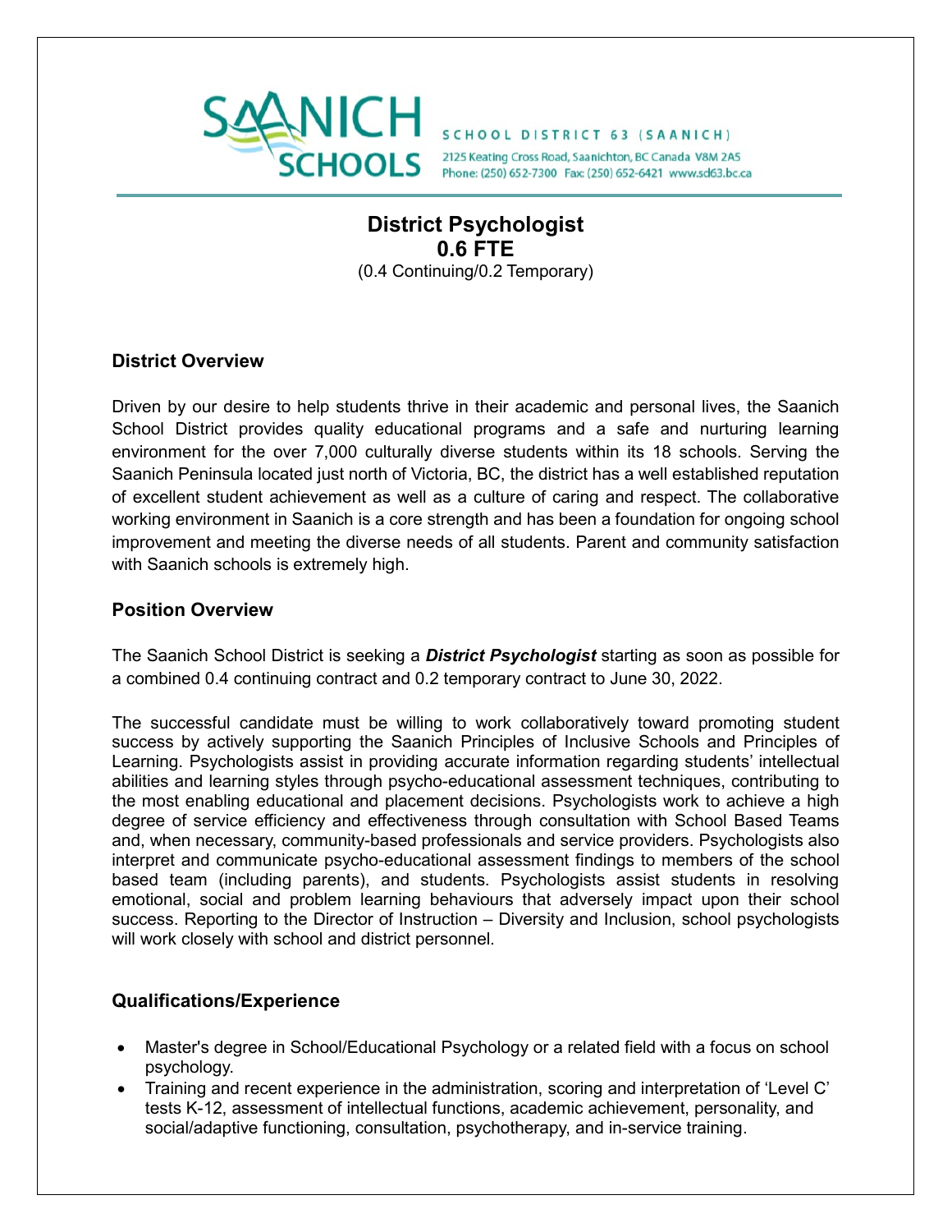SAANICH SCHOOLS

SCHOOL DISTRICT 63 (SAANICH)
2125 Keating Cross Road, Saanichton, BC Canada V8M 2A5
Phone: (250) 652-7300 Fax: (250) 652-6421 www.sd63.bc.ca

# District Psychologist
## 0.6 FTE
(0.4 Continuing/0.2 Temporary)

### District Overview

Driven by our desire to help students thrive in their academic and personal lives, the Saanich School District provides quality educational programs and a safe and nurturing learning environment for the over 7,000 culturally diverse students within its 18 schools. Serving the Saanich Peninsula located just north of Victoria, BC, the district has a well established reputation of excellent student achievement as well as a culture of caring and respect. The collaborative working environment in Saanich is a core strength and has been a foundation for ongoing school improvement and meeting the diverse needs of all students. Parent and community satisfaction with Saanich schools is extremely high.

### Position Overview

The Saanich School District is seeking a ***District Psychologist*** starting as soon as possible for a combined 0.4 continuing contract and 0.2 temporary contract to June 30, 2022.

The successful candidate must be willing to work collaboratively toward promoting student success by actively supporting the Saanich Principles of Inclusive Schools and Principles of Learning. Psychologists assist in providing accurate information regarding students' intellectual abilities and learning styles through psycho-educational assessment techniques, contributing to the most enabling educational and placement decisions. Psychologists work to achieve a high degree of service efficiency and effectiveness through consultation with School Based Teams and, when necessary, community-based professionals and service providers. Psychologists also interpret and communicate psycho-educational assessment findings to members of the school based team (including parents), and students. Psychologists assist students in resolving emotional, social and problem learning behaviours that adversely impact upon their school success. Reporting to the Director of Instruction – Diversity and Inclusion, school psychologists will work closely with school and district personnel.

### Qualifications/Experience

- Master's degree in School/Educational Psychology or a related field with a focus on school psychology.
- Training and recent experience in the administration, scoring and interpretation of 'Level C' tests K-12, assessment of intellectual functions, academic achievement, personality, and social/adaptive functioning, consultation, psychotherapy, and in-service training.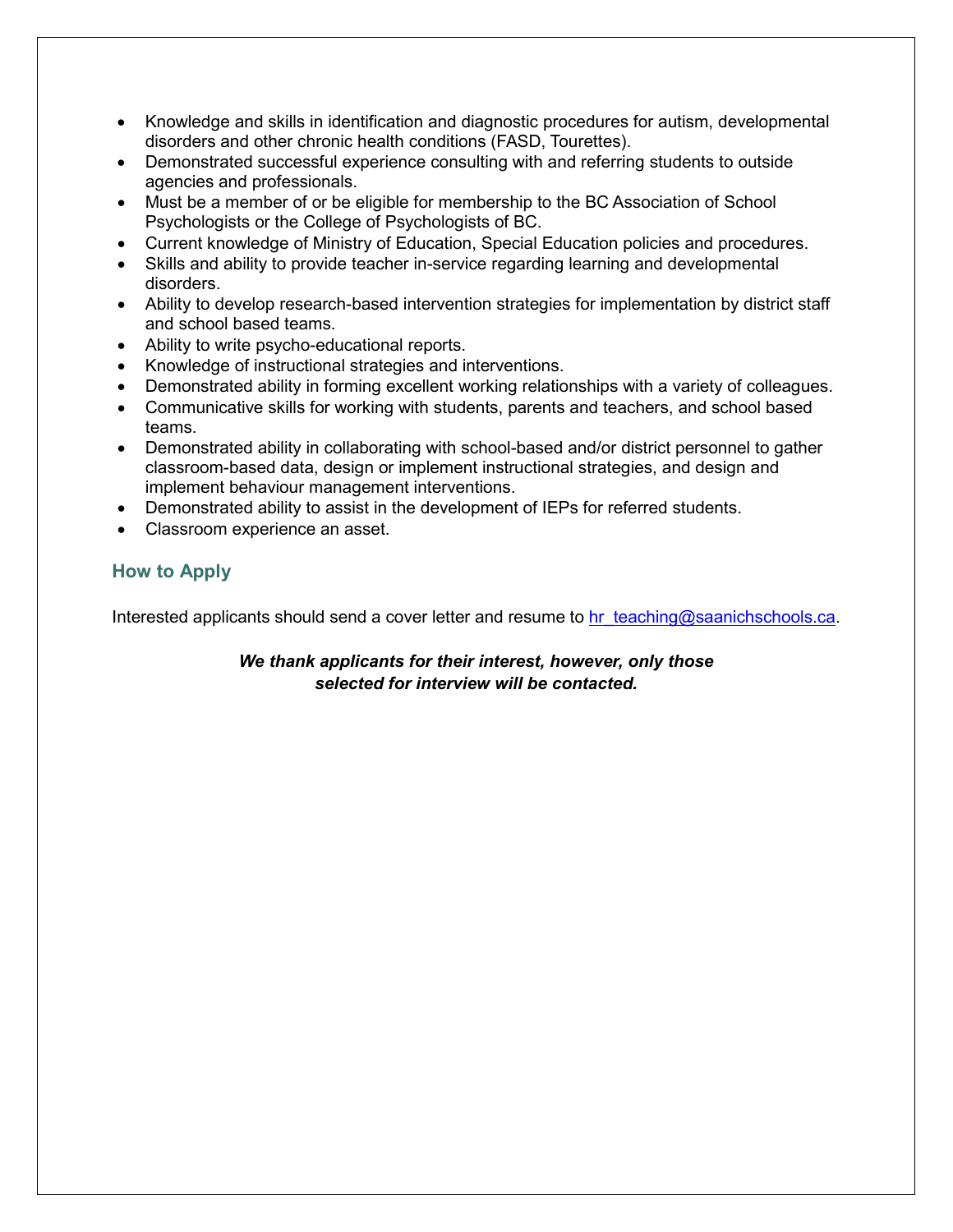- Knowledge and skills in identification and diagnostic procedures for autism, developmental disorders and other chronic health conditions (FASD, Tourettes).
- Demonstrated successful experience consulting with and referring students to outside agencies and professionals.
- Must be a member of or be eligible for membership to the BC Association of School Psychologists or the College of Psychologists of BC.
- Current knowledge of Ministry of Education, Special Education policies and procedures.
- Skills and ability to provide teacher in-service regarding learning and developmental disorders.
- Ability to develop research-based intervention strategies for implementation by district staff and school based teams.
- Ability to write psycho-educational reports.
- Knowledge of instructional strategies and interventions.
- Demonstrated ability in forming excellent working relationships with a variety of colleagues.
- Communicative skills for working with students, parents and teachers, and school based teams.
- Demonstrated ability in collaborating with school-based and/or district personnel to gather classroom-based data, design or implement instructional strategies, and design and implement behaviour management interventions.
- Demonstrated ability to assist in the development of IEPs for referred students.
- Classroom experience an asset.

## How to Apply

Interested applicants should send a cover letter and resume to hr_teaching@saanichschools.ca.

***We thank applicants for their interest, however, only those selected for interview will be contacted.***